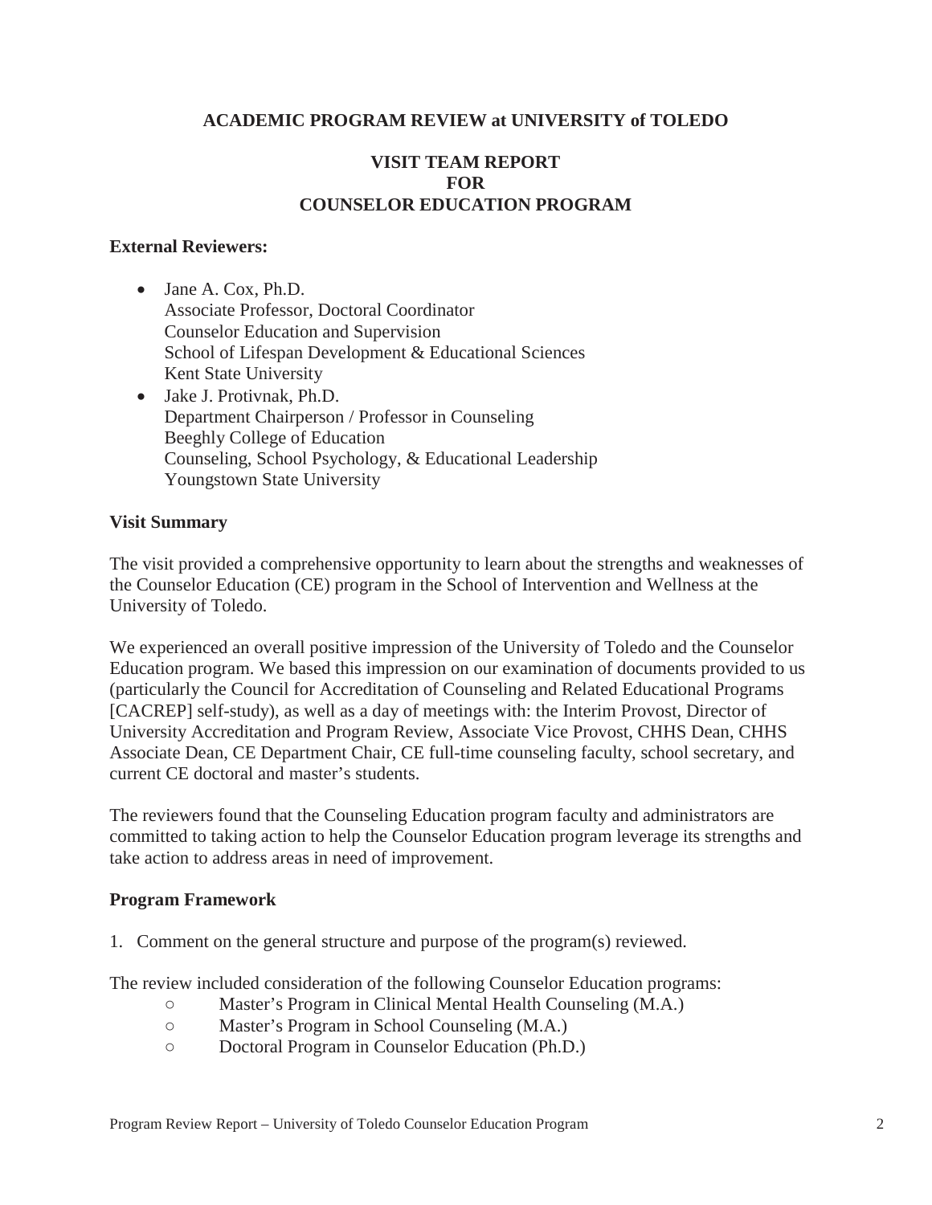# ACADEMIC PROGRAM REVIEW at UNIVERSITY of TOLEDO

## VISIT TEAM REPORT
## FOR
## COUNSELOR EDUCATION PROGRAM

**External Reviewers:**

- Jane A. Cox, Ph.D.
  Associate Professor, Doctoral Coordinator
  Counselor Education and Supervision
  School of Lifespan Development & Educational Sciences
  Kent State University
- Jake J. Protivnak, Ph.D.
  Department Chairperson / Professor in Counseling
  Beeghly College of Education
  Counseling, School Psychology, & Educational Leadership
  Youngstown State University

**Visit Summary**

The visit provided a comprehensive opportunity to learn about the strengths and weaknesses of the Counselor Education (CE) program in the School of Intervention and Wellness at the University of Toledo.

We experienced an overall positive impression of the University of Toledo and the Counselor Education program. We based this impression on our examination of documents provided to us (particularly the Council for Accreditation of Counseling and Related Educational Programs [CACREP] self-study), as well as a day of meetings with: the Interim Provost, Director of University Accreditation and Program Review, Associate Vice Provost, CHHS Dean, CHHS Associate Dean, CE Department Chair, CE full-time counseling faculty, school secretary, and current CE doctoral and master's students.

The reviewers found that the Counseling Education program faculty and administrators are committed to taking action to help the Counselor Education program leverage its strengths and take action to address areas in need of improvement.

**Program Framework**

1. Comment on the general structure and purpose of the program(s) reviewed.

The review included consideration of the following Counselor Education programs:

- Master's Program in Clinical Mental Health Counseling (M.A.)
- Master's Program in School Counseling (M.A.)
- Doctoral Program in Counselor Education (Ph.D.)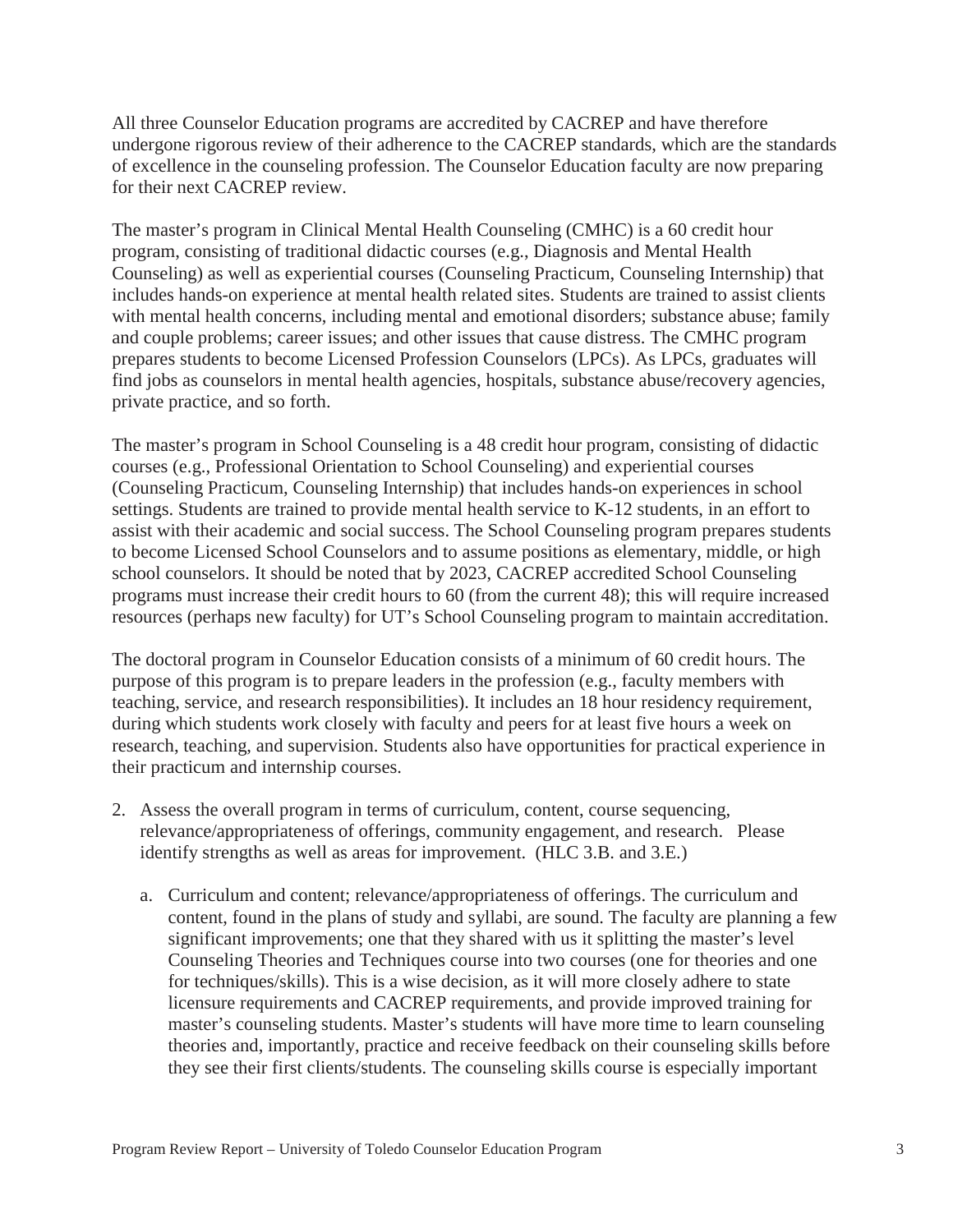All three Counselor Education programs are accredited by CACREP and have therefore undergone rigorous review of their adherence to the CACREP standards, which are the standards of excellence in the counseling profession. The Counselor Education faculty are now preparing for their next CACREP review.

The master's program in Clinical Mental Health Counseling (CMHC) is a 60 credit hour program, consisting of traditional didactic courses (e.g., Diagnosis and Mental Health Counseling) as well as experiential courses (Counseling Practicum, Counseling Internship) that includes hands-on experience at mental health related sites. Students are trained to assist clients with mental health concerns, including mental and emotional disorders; substance abuse; family and couple problems; career issues; and other issues that cause distress. The CMHC program prepares students to become Licensed Profession Counselors (LPCs). As LPCs, graduates will find jobs as counselors in mental health agencies, hospitals, substance abuse/recovery agencies, private practice, and so forth.

The master's program in School Counseling is a 48 credit hour program, consisting of didactic courses (e.g., Professional Orientation to School Counseling) and experiential courses (Counseling Practicum, Counseling Internship) that includes hands-on experiences in school settings. Students are trained to provide mental health service to K-12 students, in an effort to assist with their academic and social success. The School Counseling program prepares students to become Licensed School Counselors and to assume positions as elementary, middle, or high school counselors. It should be noted that by 2023, CACREP accredited School Counseling programs must increase their credit hours to 60 (from the current 48); this will require increased resources (perhaps new faculty) for UT's School Counseling program to maintain accreditation.

The doctoral program in Counselor Education consists of a minimum of 60 credit hours. The purpose of this program is to prepare leaders in the profession (e.g., faculty members with teaching, service, and research responsibilities). It includes an 18 hour residency requirement, during which students work closely with faculty and peers for at least five hours a week on research, teaching, and supervision. Students also have opportunities for practical experience in their practicum and internship courses.

2. Assess the overall program in terms of curriculum, content, course sequencing, relevance/appropriateness of offerings, community engagement, and research. Please identify strengths as well as areas for improvement. (HLC 3.B. and 3.E.)

   a. Curriculum and content; relevance/appropriateness of offerings. The curriculum and content, found in the plans of study and syllabi, are sound. The faculty are planning a few significant improvements; one that they shared with us it splitting the master's level Counseling Theories and Techniques course into two courses (one for theories and one for techniques/skills). This is a wise decision, as it will more closely adhere to state licensure requirements and CACREP requirements, and provide improved training for master's counseling students. Master's students will have more time to learn counseling theories and, importantly, practice and receive feedback on their counseling skills before they see their first clients/students. The counseling skills course is especially important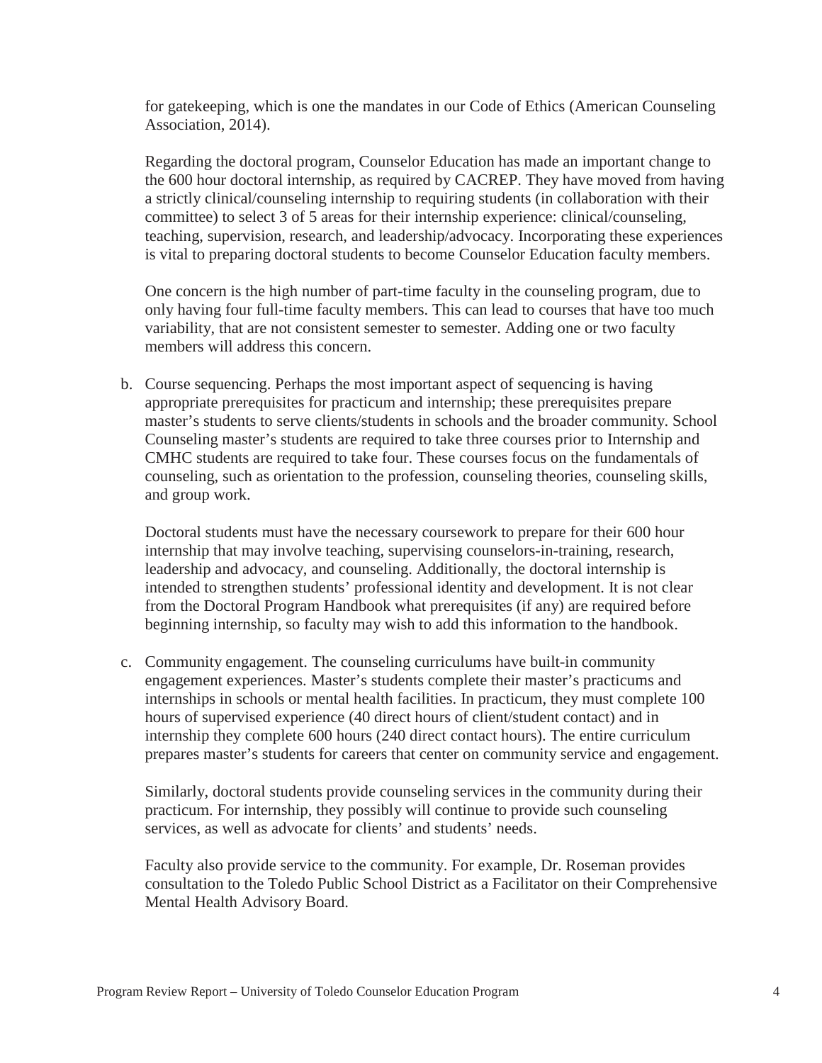for gatekeeping, which is one the mandates in our Code of Ethics (American Counseling Association, 2014).

Regarding the doctoral program, Counselor Education has made an important change to the 600 hour doctoral internship, as required by CACREP. They have moved from having a strictly clinical/counseling internship to requiring students (in collaboration with their committee) to select 3 of 5 areas for their internship experience: clinical/counseling, teaching, supervision, research, and leadership/advocacy. Incorporating these experiences is vital to preparing doctoral students to become Counselor Education faculty members.

One concern is the high number of part-time faculty in the counseling program, due to only having four full-time faculty members. This can lead to courses that have too much variability, that are not consistent semester to semester. Adding one or two faculty members will address this concern.

b. Course sequencing. Perhaps the most important aspect of sequencing is having appropriate prerequisites for practicum and internship; these prerequisites prepare master's students to serve clients/students in schools and the broader community. School Counseling master's students are required to take three courses prior to Internship and CMHC students are required to take four. These courses focus on the fundamentals of counseling, such as orientation to the profession, counseling theories, counseling skills, and group work.

   Doctoral students must have the necessary coursework to prepare for their 600 hour internship that may involve teaching, supervising counselors-in-training, research, leadership and advocacy, and counseling. Additionally, the doctoral internship is intended to strengthen students' professional identity and development. It is not clear from the Doctoral Program Handbook what prerequisites (if any) are required before beginning internship, so faculty may wish to add this information to the handbook.

c. Community engagement. The counseling curriculums have built-in community engagement experiences. Master's students complete their master's practicums and internships in schools or mental health facilities. In practicum, they must complete 100 hours of supervised experience (40 direct hours of client/student contact) and in internship they complete 600 hours (240 direct contact hours). The entire curriculum prepares master's students for careers that center on community service and engagement.

   Similarly, doctoral students provide counseling services in the community during their practicum. For internship, they possibly will continue to provide such counseling services, as well as advocate for clients' and students' needs.

   Faculty also provide service to the community. For example, Dr. Roseman provides consultation to the Toledo Public School District as a Facilitator on their Comprehensive Mental Health Advisory Board.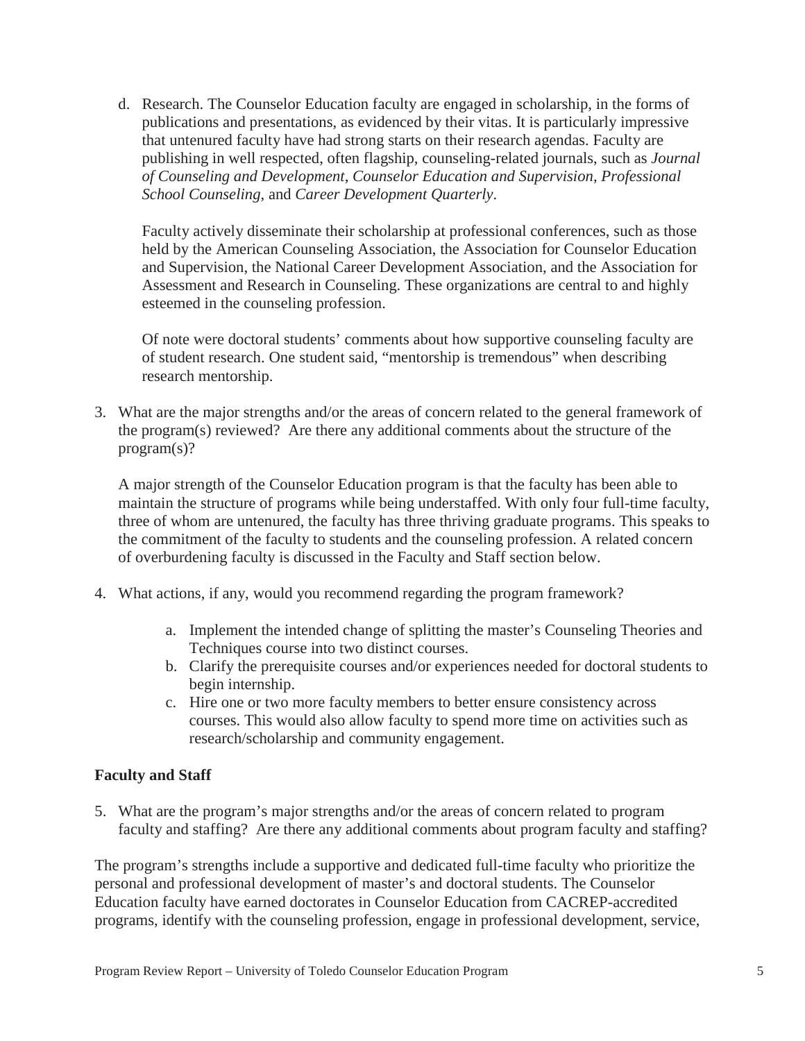d. Research. The Counselor Education faculty are engaged in scholarship, in the forms of publications and presentations, as evidenced by their vitas. It is particularly impressive that untenured faculty have had strong starts on their research agendas. Faculty are publishing in well respected, often flagship, counseling-related journals, such as *Journal of Counseling and Development*, *Counselor Education and Supervision, Professional School Counseling,* and *Career Development Quarterly*.

   Faculty actively disseminate their scholarship at professional conferences, such as those held by the American Counseling Association, the Association for Counselor Education and Supervision, the National Career Development Association, and the Association for Assessment and Research in Counseling. These organizations are central to and highly esteemed in the counseling profession.

   Of note were doctoral students' comments about how supportive counseling faculty are of student research. One student said, "mentorship is tremendous" when describing research mentorship.

3. What are the major strengths and/or the areas of concern related to the general framework of the program(s) reviewed? Are there any additional comments about the structure of the program(s)?

   A major strength of the Counselor Education program is that the faculty has been able to maintain the structure of programs while being understaffed. With only four full-time faculty, three of whom are untenured, the faculty has three thriving graduate programs. This speaks to the commitment of the faculty to students and the counseling profession. A related concern of overburdening faculty is discussed in the Faculty and Staff section below.

4. What actions, if any, would you recommend regarding the program framework?

   a. Implement the intended change of splitting the master's Counseling Theories and Techniques course into two distinct courses.
   b. Clarify the prerequisite courses and/or experiences needed for doctoral students to begin internship.
   c. Hire one or two more faculty members to better ensure consistency across courses. This would also allow faculty to spend more time on activities such as research/scholarship and community engagement.

**Faculty and Staff**

5. What are the program's major strengths and/or the areas of concern related to program faculty and staffing? Are there any additional comments about program faculty and staffing?

The program's strengths include a supportive and dedicated full-time faculty who prioritize the personal and professional development of master's and doctoral students. The Counselor Education faculty have earned doctorates in Counselor Education from CACREP-accredited programs, identify with the counseling profession, engage in professional development, service,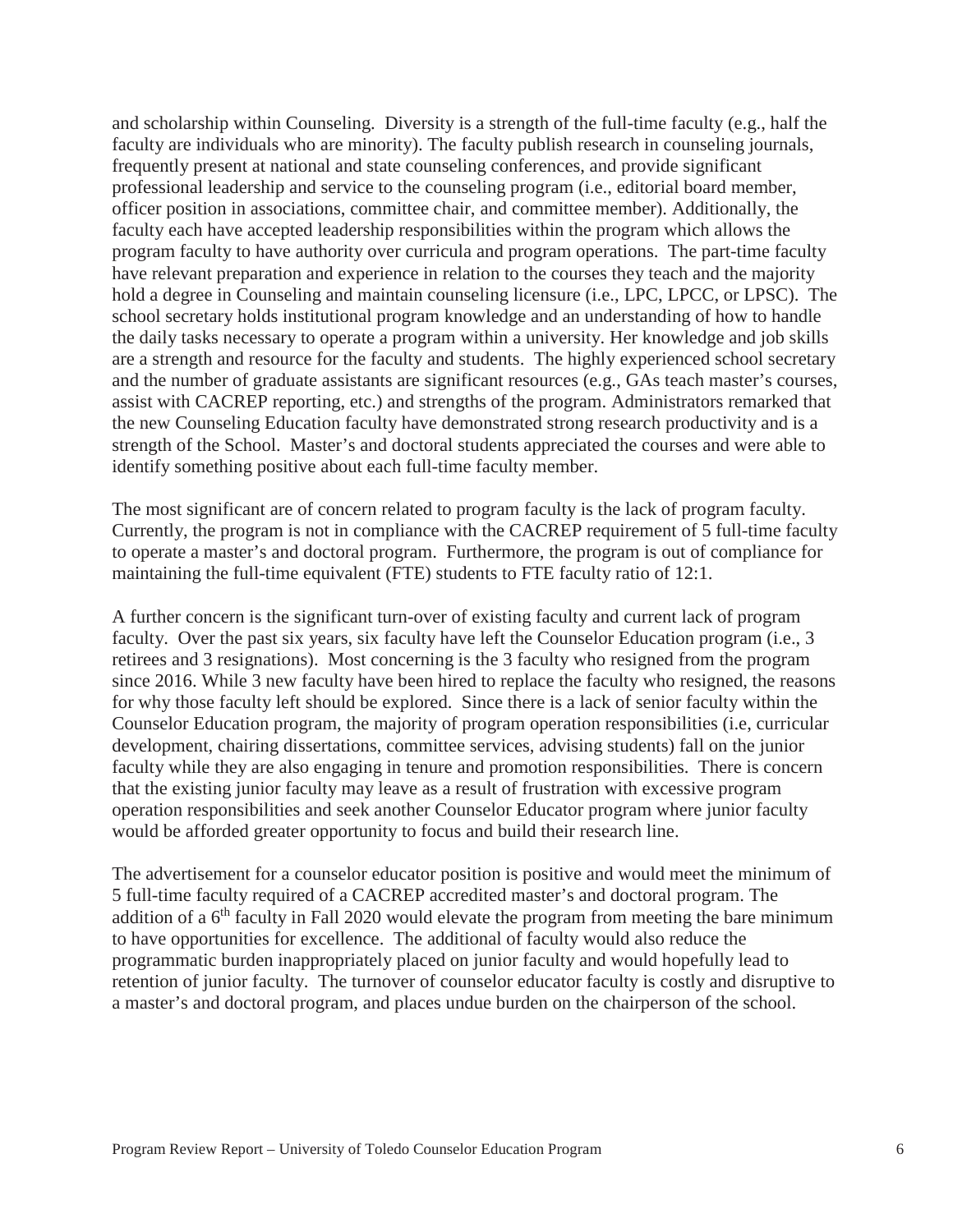and scholarship within Counseling. Diversity is a strength of the full-time faculty (e.g., half the faculty are individuals who are minority). The faculty publish research in counseling journals, frequently present at national and state counseling conferences, and provide significant professional leadership and service to the counseling program (i.e., editorial board member, officer position in associations, committee chair, and committee member). Additionally, the faculty each have accepted leadership responsibilities within the program which allows the program faculty to have authority over curricula and program operations. The part-time faculty have relevant preparation and experience in relation to the courses they teach and the majority hold a degree in Counseling and maintain counseling licensure (i.e., LPC, LPCC, or LPSC). The school secretary holds institutional program knowledge and an understanding of how to handle the daily tasks necessary to operate a program within a university. Her knowledge and job skills are a strength and resource for the faculty and students. The highly experienced school secretary and the number of graduate assistants are significant resources (e.g., GAs teach master's courses, assist with CACREP reporting, etc.) and strengths of the program. Administrators remarked that the new Counseling Education faculty have demonstrated strong research productivity and is a strength of the School. Master's and doctoral students appreciated the courses and were able to identify something positive about each full-time faculty member.

The most significant are of concern related to program faculty is the lack of program faculty. Currently, the program is not in compliance with the CACREP requirement of 5 full-time faculty to operate a master's and doctoral program. Furthermore, the program is out of compliance for maintaining the full-time equivalent (FTE) students to FTE faculty ratio of 12:1.

A further concern is the significant turn-over of existing faculty and current lack of program faculty. Over the past six years, six faculty have left the Counselor Education program (i.e., 3 retirees and 3 resignations). Most concerning is the 3 faculty who resigned from the program since 2016. While 3 new faculty have been hired to replace the faculty who resigned, the reasons for why those faculty left should be explored. Since there is a lack of senior faculty within the Counselor Education program, the majority of program operation responsibilities (i.e, curricular development, chairing dissertations, committee services, advising students) fall on the junior faculty while they are also engaging in tenure and promotion responsibilities. There is concern that the existing junior faculty may leave as a result of frustration with excessive program operation responsibilities and seek another Counselor Educator program where junior faculty would be afforded greater opportunity to focus and build their research line.

The advertisement for a counselor educator position is positive and would meet the minimum of 5 full-time faculty required of a CACREP accredited master's and doctoral program. The addition of a 6th faculty in Fall 2020 would elevate the program from meeting the bare minimum to have opportunities for excellence. The additional of faculty would also reduce the programmatic burden inappropriately placed on junior faculty and would hopefully lead to retention of junior faculty. The turnover of counselor educator faculty is costly and disruptive to a master's and doctoral program, and places undue burden on the chairperson of the school.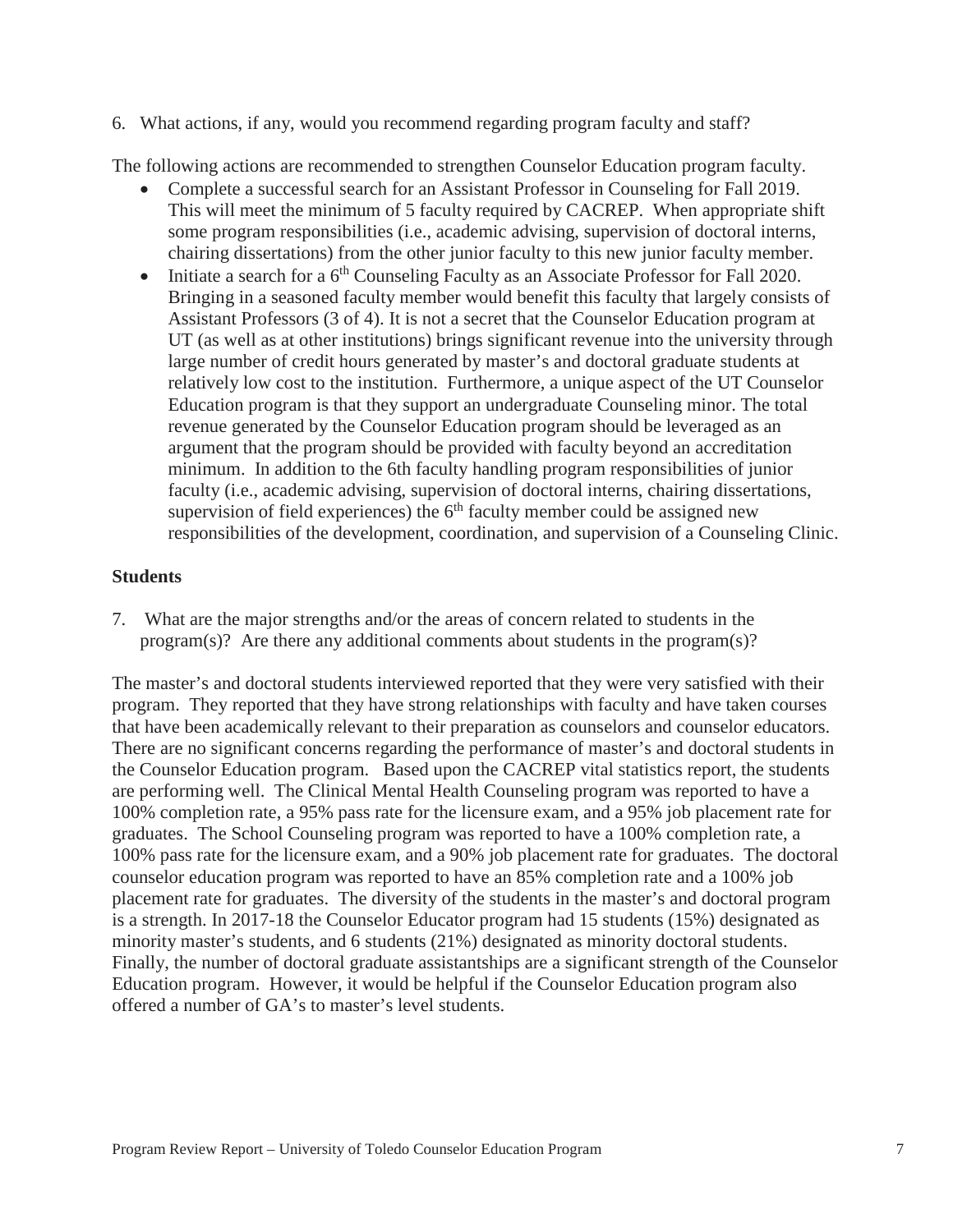6. What actions, if any, would you recommend regarding program faculty and staff?

The following actions are recommended to strengthen Counselor Education program faculty.

- Complete a successful search for an Assistant Professor in Counseling for Fall 2019. This will meet the minimum of 5 faculty required by CACREP. When appropriate shift some program responsibilities (i.e., academic advising, supervision of doctoral interns, chairing dissertations) from the other junior faculty to this new junior faculty member.
- Initiate a search for a 6th Counseling Faculty as an Associate Professor for Fall 2020. Bringing in a seasoned faculty member would benefit this faculty that largely consists of Assistant Professors (3 of 4). It is not a secret that the Counselor Education program at UT (as well as at other institutions) brings significant revenue into the university through large number of credit hours generated by master's and doctoral graduate students at relatively low cost to the institution. Furthermore, a unique aspect of the UT Counselor Education program is that they support an undergraduate Counseling minor. The total revenue generated by the Counselor Education program should be leveraged as an argument that the program should be provided with faculty beyond an accreditation minimum. In addition to the 6th faculty handling program responsibilities of junior faculty (i.e., academic advising, supervision of doctoral interns, chairing dissertations, supervision of field experiences) the 6th faculty member could be assigned new responsibilities of the development, coordination, and supervision of a Counseling Clinic.

**Students**

7. What are the major strengths and/or the areas of concern related to students in the program(s)? Are there any additional comments about students in the program(s)?

The master's and doctoral students interviewed reported that they were very satisfied with their program. They reported that they have strong relationships with faculty and have taken courses that have been academically relevant to their preparation as counselors and counselor educators. There are no significant concerns regarding the performance of master's and doctoral students in the Counselor Education program. Based upon the CACREP vital statistics report, the students are performing well. The Clinical Mental Health Counseling program was reported to have a 100% completion rate, a 95% pass rate for the licensure exam, and a 95% job placement rate for graduates. The School Counseling program was reported to have a 100% completion rate, a 100% pass rate for the licensure exam, and a 90% job placement rate for graduates. The doctoral counselor education program was reported to have an 85% completion rate and a 100% job placement rate for graduates. The diversity of the students in the master's and doctoral program is a strength. In 2017-18 the Counselor Educator program had 15 students (15%) designated as minority master's students, and 6 students (21%) designated as minority doctoral students. Finally, the number of doctoral graduate assistantships are a significant strength of the Counselor Education program. However, it would be helpful if the Counselor Education program also offered a number of GA's to master's level students.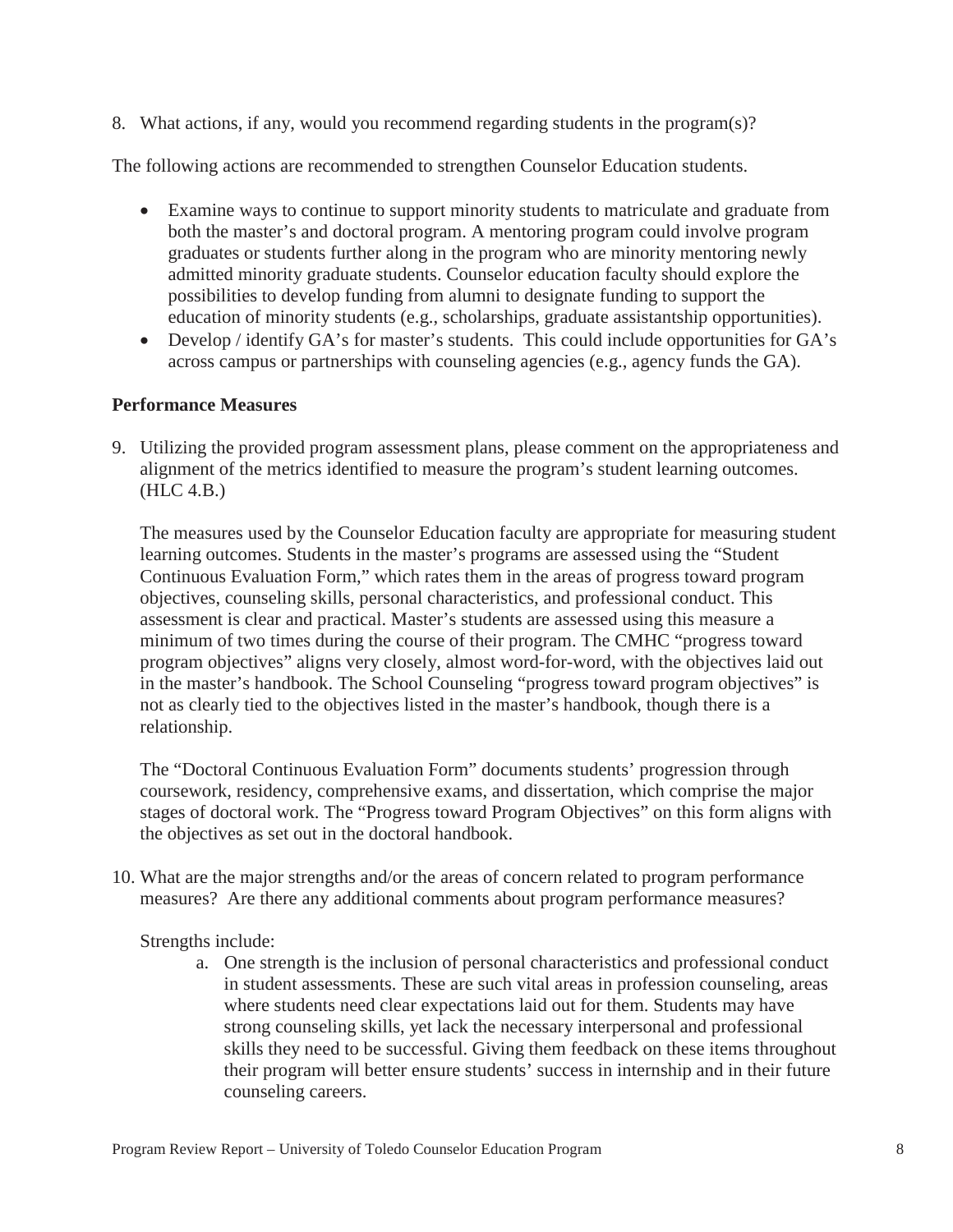8. What actions, if any, would you recommend regarding students in the program(s)?

The following actions are recommended to strengthen Counselor Education students.

- Examine ways to continue to support minority students to matriculate and graduate from both the master's and doctoral program. A mentoring program could involve program graduates or students further along in the program who are minority mentoring newly admitted minority graduate students. Counselor education faculty should explore the possibilities to develop funding from alumni to designate funding to support the education of minority students (e.g., scholarships, graduate assistantship opportunities).
- Develop / identify GA's for master's students. This could include opportunities for GA's across campus or partnerships with counseling agencies (e.g., agency funds the GA).

**Performance Measures**

9. Utilizing the provided program assessment plans, please comment on the appropriateness and alignment of the metrics identified to measure the program's student learning outcomes. (HLC 4.B.)

   The measures used by the Counselor Education faculty are appropriate for measuring student learning outcomes. Students in the master's programs are assessed using the "Student Continuous Evaluation Form," which rates them in the areas of progress toward program objectives, counseling skills, personal characteristics, and professional conduct. This assessment is clear and practical. Master's students are assessed using this measure a minimum of two times during the course of their program. The CMHC "progress toward program objectives" aligns very closely, almost word-for-word, with the objectives laid out in the master's handbook. The School Counseling "progress toward program objectives" is not as clearly tied to the objectives listed in the master's handbook, though there is a relationship.

   The "Doctoral Continuous Evaluation Form" documents students' progression through coursework, residency, comprehensive exams, and dissertation, which comprise the major stages of doctoral work. The "Progress toward Program Objectives" on this form aligns with the objectives as set out in the doctoral handbook.

10. What are the major strengths and/or the areas of concern related to program performance measures? Are there any additional comments about program performance measures?

    Strengths include:

    a. One strength is the inclusion of personal characteristics and professional conduct in student assessments. These are such vital areas in profession counseling, areas where students need clear expectations laid out for them. Students may have strong counseling skills, yet lack the necessary interpersonal and professional skills they need to be successful. Giving them feedback on these items throughout their program will better ensure students' success in internship and in their future counseling careers.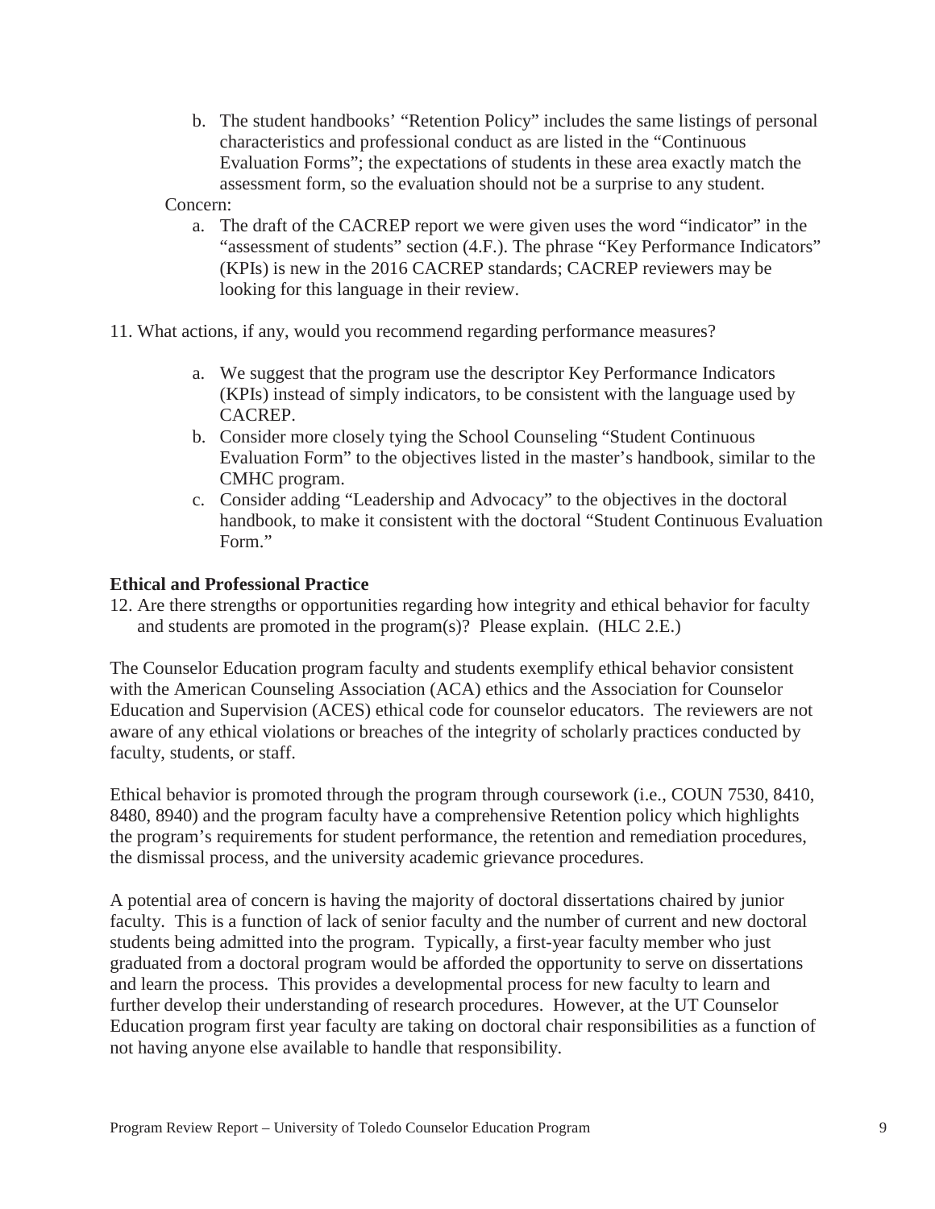b. The student handbooks' "Retention Policy" includes the same listings of personal characteristics and professional conduct as are listed in the "Continuous Evaluation Forms"; the expectations of students in these area exactly match the assessment form, so the evaluation should not be a surprise to any student.

Concern:

a. The draft of the CACREP report we were given uses the word "indicator" in the "assessment of students" section (4.F.). The phrase "Key Performance Indicators" (KPIs) is new in the 2016 CACREP standards; CACREP reviewers may be looking for this language in their review.

11. What actions, if any, would you recommend regarding performance measures?

    a. We suggest that the program use the descriptor Key Performance Indicators (KPIs) instead of simply indicators, to be consistent with the language used by CACREP.
    b. Consider more closely tying the School Counseling "Student Continuous Evaluation Form" to the objectives listed in the master's handbook, similar to the CMHC program.
    c. Consider adding "Leadership and Advocacy" to the objectives in the doctoral handbook, to make it consistent with the doctoral "Student Continuous Evaluation Form."

**Ethical and Professional Practice**

12. Are there strengths or opportunities regarding how integrity and ethical behavior for faculty and students are promoted in the program(s)? Please explain. (HLC 2.E.)

The Counselor Education program faculty and students exemplify ethical behavior consistent with the American Counseling Association (ACA) ethics and the Association for Counselor Education and Supervision (ACES) ethical code for counselor educators. The reviewers are not aware of any ethical violations or breaches of the integrity of scholarly practices conducted by faculty, students, or staff.

Ethical behavior is promoted through the program through coursework (i.e., COUN 7530, 8410, 8480, 8940) and the program faculty have a comprehensive Retention policy which highlights the program's requirements for student performance, the retention and remediation procedures, the dismissal process, and the university academic grievance procedures.

A potential area of concern is having the majority of doctoral dissertations chaired by junior faculty. This is a function of lack of senior faculty and the number of current and new doctoral students being admitted into the program. Typically, a first-year faculty member who just graduated from a doctoral program would be afforded the opportunity to serve on dissertations and learn the process. This provides a developmental process for new faculty to learn and further develop their understanding of research procedures. However, at the UT Counselor Education program first year faculty are taking on doctoral chair responsibilities as a function of not having anyone else available to handle that responsibility.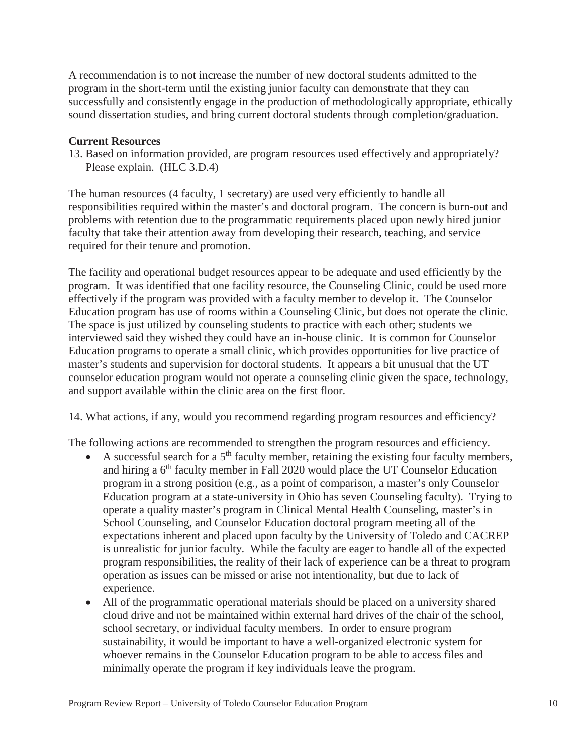A recommendation is to not increase the number of new doctoral students admitted to the program in the short-term until the existing junior faculty can demonstrate that they can successfully and consistently engage in the production of methodologically appropriate, ethically sound dissertation studies, and bring current doctoral students through completion/graduation.

**Current Resources**

13. Based on information provided, are program resources used effectively and appropriately? Please explain. (HLC 3.D.4)

The human resources (4 faculty, 1 secretary) are used very efficiently to handle all responsibilities required within the master's and doctoral program. The concern is burn-out and problems with retention due to the programmatic requirements placed upon newly hired junior faculty that take their attention away from developing their research, teaching, and service required for their tenure and promotion.

The facility and operational budget resources appear to be adequate and used efficiently by the program. It was identified that one facility resource, the Counseling Clinic, could be used more effectively if the program was provided with a faculty member to develop it. The Counselor Education program has use of rooms within a Counseling Clinic, but does not operate the clinic. The space is just utilized by counseling students to practice with each other; students we interviewed said they wished they could have an in-house clinic. It is common for Counselor Education programs to operate a small clinic, which provides opportunities for live practice of master's students and supervision for doctoral students. It appears a bit unusual that the UT counselor education program would not operate a counseling clinic given the space, technology, and support available within the clinic area on the first floor.

14. What actions, if any, would you recommend regarding program resources and efficiency?

The following actions are recommended to strengthen the program resources and efficiency.

- A successful search for a 5th faculty member, retaining the existing four faculty members, and hiring a 6th faculty member in Fall 2020 would place the UT Counselor Education program in a strong position (e.g., as a point of comparison, a master's only Counselor Education program at a state-university in Ohio has seven Counseling faculty). Trying to operate a quality master's program in Clinical Mental Health Counseling, master's in School Counseling, and Counselor Education doctoral program meeting all of the expectations inherent and placed upon faculty by the University of Toledo and CACREP is unrealistic for junior faculty. While the faculty are eager to handle all of the expected program responsibilities, the reality of their lack of experience can be a threat to program operation as issues can be missed or arise not intentionality, but due to lack of experience.
- All of the programmatic operational materials should be placed on a university shared cloud drive and not be maintained within external hard drives of the chair of the school, school secretary, or individual faculty members. In order to ensure program sustainability, it would be important to have a well-organized electronic system for whoever remains in the Counselor Education program to be able to access files and minimally operate the program if key individuals leave the program.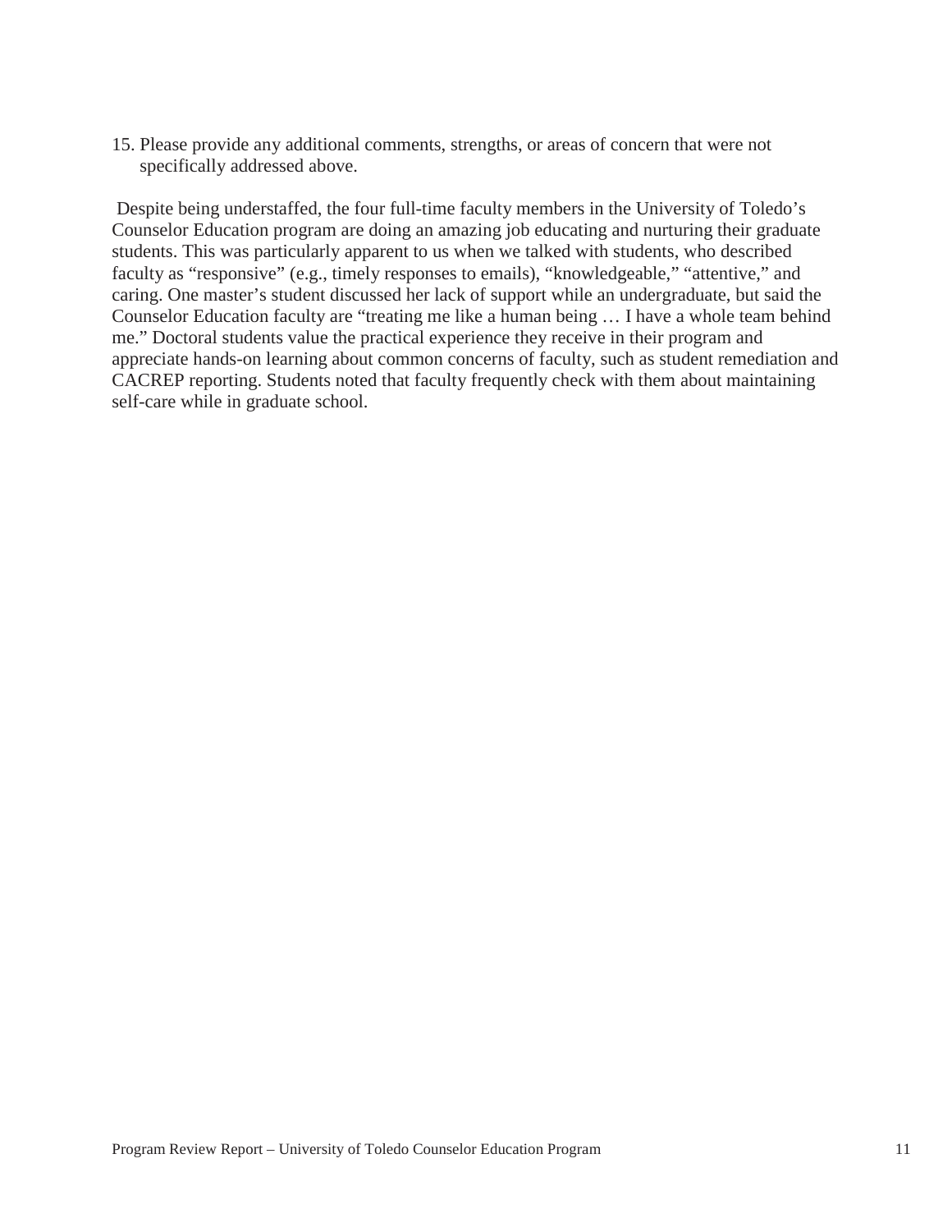15. Please provide any additional comments, strengths, or areas of concern that were not specifically addressed above.

Despite being understaffed, the four full-time faculty members in the University of Toledo's Counselor Education program are doing an amazing job educating and nurturing their graduate students. This was particularly apparent to us when we talked with students, who described faculty as "responsive" (e.g., timely responses to emails), "knowledgeable," "attentive," and caring. One master's student discussed her lack of support while an undergraduate, but said the Counselor Education faculty are "treating me like a human being … I have a whole team behind me." Doctoral students value the practical experience they receive in their program and appreciate hands-on learning about common concerns of faculty, such as student remediation and CACREP reporting. Students noted that faculty frequently check with them about maintaining self-care while in graduate school.